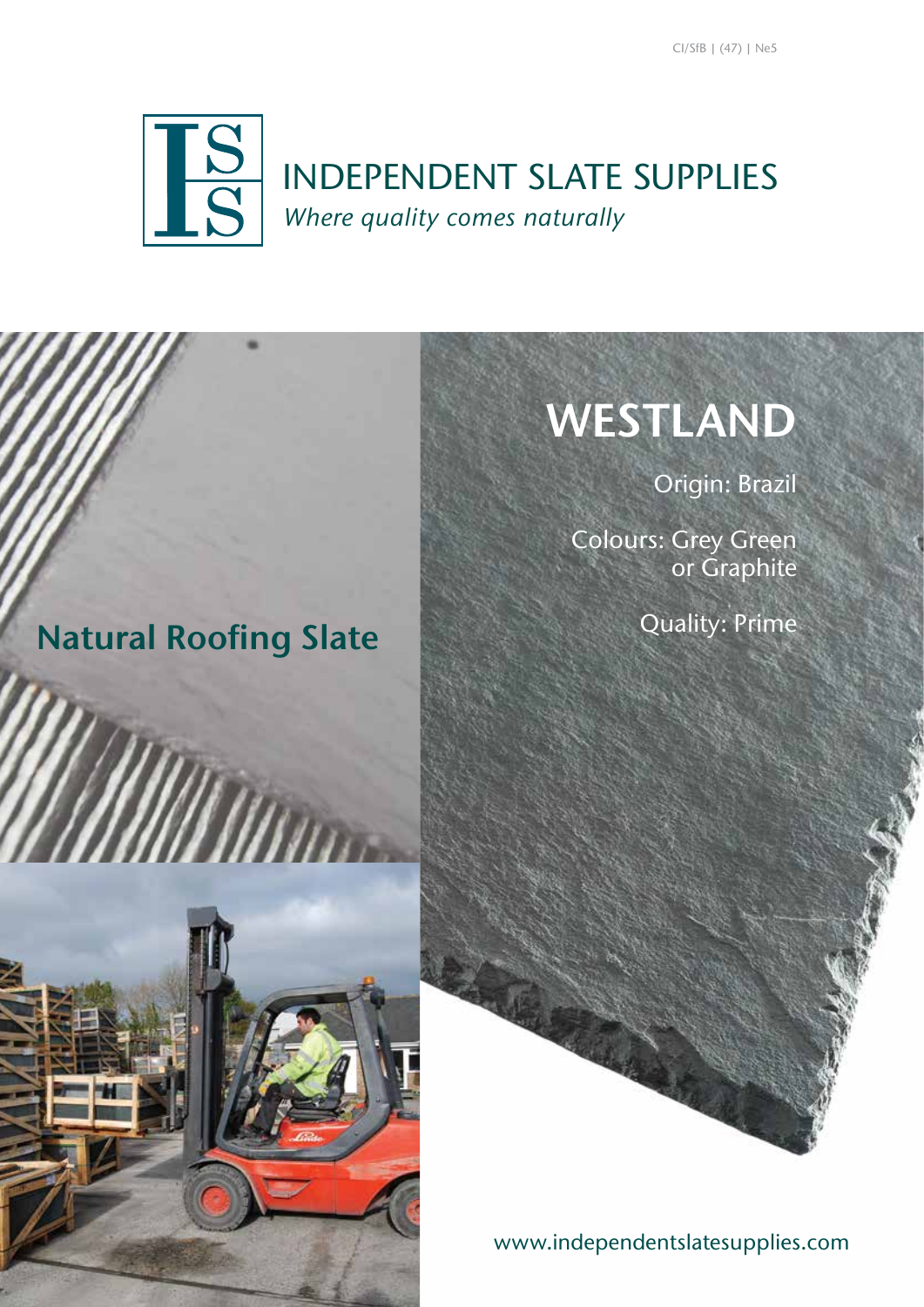CI/SfB | (47) | Ne5

# INDEPENDENT SLATE SUPPLIES

*Where quality comes naturally*

## Natural Roofing Slate

# WESTLAND

Origin: Brazil

Colours: Grey Green or Graphite

Quality: Prime

www.independentslatesupplies.com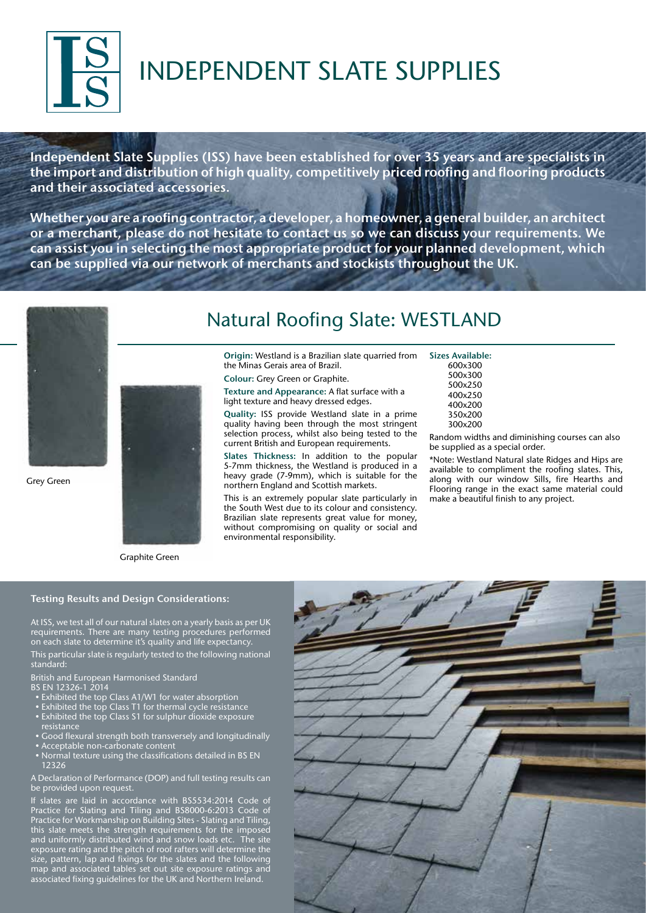# INDEPENDENT SLATE SUPPLIES

**Independent Slate Supplies (ISS) have been established for over 35 years and are specialists in the import and distribution of high quality, competitively priced roofing and flooring products and their associated accessories.**

**Whether you are a roofing contractor, a developer, a homeowner, a general builder, an architect or a merchant, please do not hesitate to contact us so we can discuss your requirements. We can assist you in selecting the most appropriate product for your planned development, which can be supplied via our network of merchants and stockists throughout the UK.**

Grey Green

Graphite Green

## Natural Roofing Slate: WESTLAND

**Origin:** Westland is a Brazilian slate quarried from the Minas Gerais area of Brazil.

**Colour:** Grey Green or Graphite.

**Texture and Appearance:** A flat surface with a light texture and heavy dressed edges.

**Quality:** ISS provide Westland slate in a prime quality having been through the most stringent selection process, whilst also being tested to the current British and European requirements.

**Slates Thickness:** In addition to the popular 5-7mm thickness, the Westland is produced in a heavy grade (7-9mm), which is suitable for the northern England and Scottish markets.

This is an extremely popular slate particularly in the South West due to its colour and consistency. Brazilian slate represents great value for money, without compromising on quality or social and environmental responsibility.

**Sizes Available:**

- 600x300
- 500x300
- 500x250
- 400x250
- 400x200
- 350x200
- 300x200

Random widths and diminishing courses can also be supplied as a special order.

*Note: Westland Natural slate Ridges and Hips are available to compliment the roofing slates. This, along with our window Sills, fire Hearths and Flooring range in the exact same material could make a beautiful finish to any project.

### Testing Results and Design Considerations:

At ISS, we test all of our natural slates on a yearly basis as per UK requirements. There are many testing procedures performed on each slate to determine it's quality and life expectancy.

This particular slate is regularly tested to the following national standard:

British and European Harmonised Standard
BS EN 12326-1 2014

- Exhibited the top Class A1/W1 for water absorption
- Exhibited the top Class T1 for thermal cycle resistance
- Exhibited the top Class S1 for sulphur dioxide exposure resistance
- Good flexural strength both transversely and longitudinally
- Acceptable non-carbonate content
- Normal texture using the classifications detailed in BS EN 12326

A Declaration of Performance (DOP) and full testing results can be provided upon request.

If slates are laid in accordance with BS5534:2014 Code of Practice for Slating and Tiling and BS8000-6:2013 Code of Practice for Workmanship on Building Sites - Slating and Tiling, this slate meets the strength requirements for the imposed and uniformly distributed wind and snow loads etc. The site exposure rating and the pitch of roof rafters will determine the size, pattern, lap and fixings for the slates and the following map and associated tables set out site exposure ratings and associated fixing guidelines for the UK and Northern Ireland.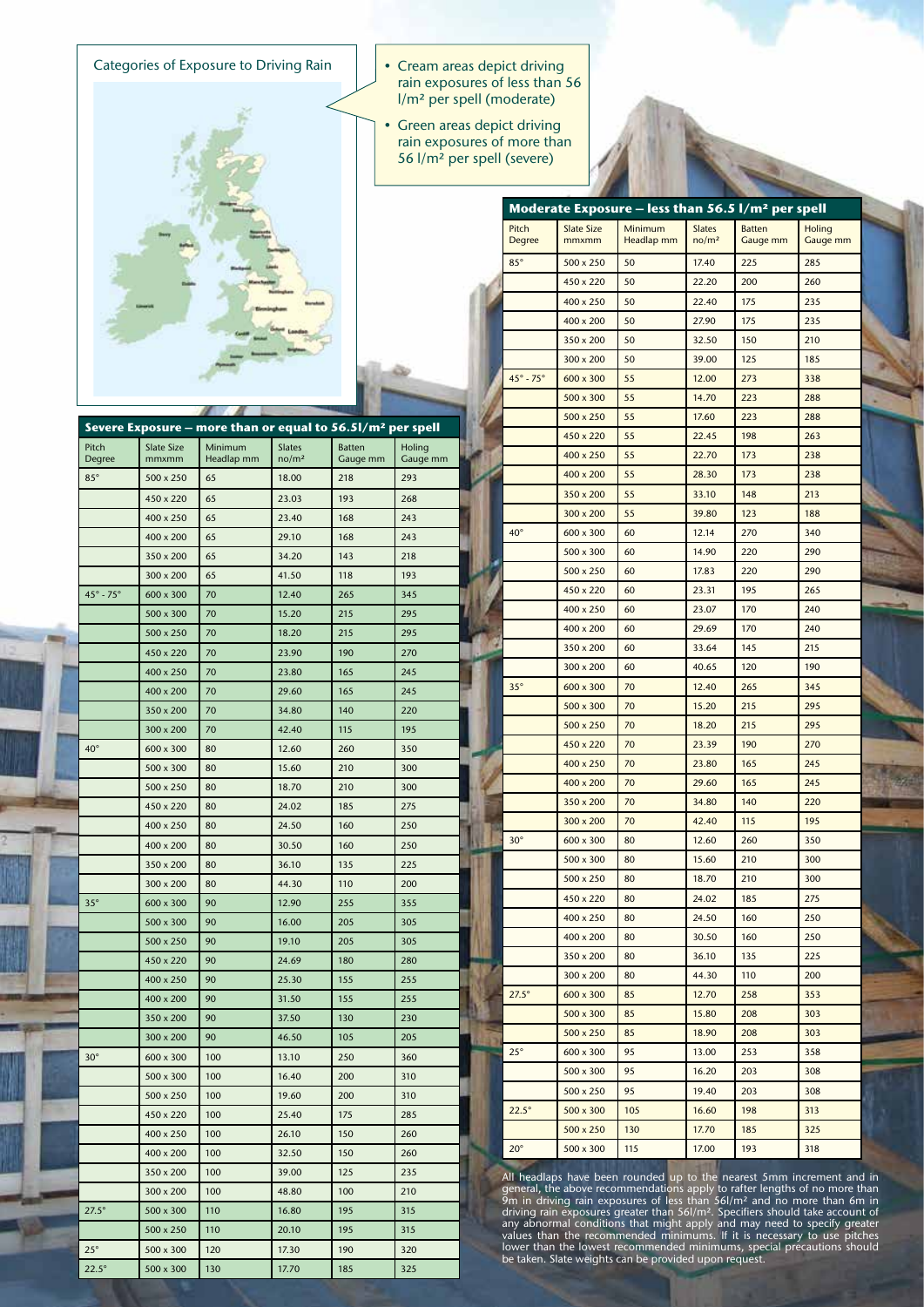## Categories of Exposure to Driving Rain

- Cream areas depict driving rain exposures of less than 56 l/m² per spell (moderate)
- Green areas depict driving rain exposures of more than 56 l/m² per spell (severe)

### Severe Exposure – more than or equal to 56.5l/m² per spell

| Pitch Degree | Slate Size mmxmm | Minimum Headlap mm | Slates no/m² | Batten Gauge mm | Holing Gauge mm |
|---|---|---|---|---|---|
| 85° | 500 x 250 | 65 | 18.00 | 218 | 293 |
| | 450 x 220 | 65 | 23.03 | 193 | 268 |
| | 400 x 250 | 65 | 23.40 | 168 | 243 |
| | 400 x 200 | 65 | 29.10 | 168 | 243 |
| | 350 x 200 | 65 | 34.20 | 143 | 218 |
| | 300 x 200 | 65 | 41.50 | 118 | 193 |
| 45° - 75° | 600 x 300 | 70 | 12.40 | 265 | 345 |
| | 500 x 300 | 70 | 15.20 | 215 | 295 |
| | 500 x 250 | 70 | 18.20 | 215 | 295 |
| | 450 x 220 | 70 | 23.90 | 190 | 270 |
| | 400 x 250 | 70 | 23.80 | 165 | 245 |
| | 400 x 200 | 70 | 29.60 | 165 | 245 |
| | 350 x 200 | 70 | 34.80 | 140 | 220 |
| | 300 x 200 | 70 | 42.40 | 115 | 195 |
| 40° | 600 x 300 | 80 | 12.60 | 260 | 350 |
| | 500 x 300 | 80 | 15.60 | 210 | 300 |
| | 500 x 250 | 80 | 18.70 | 210 | 300 |
| | 450 x 220 | 80 | 24.02 | 185 | 275 |
| | 400 x 250 | 80 | 24.50 | 160 | 250 |
| | 400 x 200 | 80 | 30.50 | 160 | 250 |
| | 350 x 200 | 80 | 36.10 | 135 | 225 |
| | 300 x 200 | 80 | 44.30 | 110 | 200 |
| 35° | 600 x 300 | 90 | 12.90 | 255 | 355 |
| | 500 x 300 | 90 | 16.00 | 205 | 305 |
| | 500 x 250 | 90 | 19.10 | 205 | 305 |
| | 450 x 220 | 90 | 24.69 | 180 | 280 |
| | 400 x 250 | 90 | 25.30 | 155 | 255 |
| | 400 x 200 | 90 | 31.50 | 155 | 255 |
| | 350 x 200 | 90 | 37.50 | 130 | 230 |
| | 300 x 200 | 90 | 46.50 | 105 | 205 |
| 30° | 600 x 300 | 100 | 13.10 | 250 | 360 |
| | 500 x 300 | 100 | 16.40 | 200 | 310 |
| | 500 x 250 | 100 | 19.60 | 200 | 310 |
| | 450 x 220 | 100 | 25.40 | 175 | 285 |
| | 400 x 250 | 100 | 26.10 | 150 | 260 |
| | 400 x 200 | 100 | 32.50 | 150 | 260 |
| | 350 x 200 | 100 | 39.00 | 125 | 235 |
| | 300 x 200 | 100 | 48.80 | 100 | 210 |
| 27.5° | 500 x 300 | 110 | 16.80 | 195 | 315 |
| | 500 x 250 | 110 | 20.10 | 195 | 315 |
| 25° | 500 x 300 | 120 | 17.30 | 190 | 320 |
| 22.5° | 500 x 300 | 130 | 17.70 | 185 | 325 |

### Moderate Exposure – less than 56.5 l/m² per spell

| Pitch Degree | Slate Size mmxmm | Minimum Headlap mm | Slates no/m² | Batten Gauge mm | Holing Gauge mm |
|---|---|---|---|---|---|
| 85° | 500 x 250 | 50 | 17.40 | 225 | 285 |
| | 450 x 220 | 50 | 22.20 | 200 | 260 |
| | 400 x 250 | 50 | 22.40 | 175 | 235 |
| | 400 x 200 | 50 | 27.90 | 175 | 235 |
| | 350 x 200 | 50 | 32.50 | 150 | 210 |
| | 300 x 200 | 50 | 39.00 | 125 | 185 |
| 45° - 75° | 600 x 300 | 55 | 12.00 | 273 | 338 |
| | 500 x 300 | 55 | 14.70 | 223 | 288 |
| | 500 x 250 | 55 | 17.60 | 223 | 288 |
| | 450 x 220 | 55 | 22.45 | 198 | 263 |
| | 400 x 250 | 55 | 22.70 | 173 | 238 |
| | 400 x 200 | 55 | 28.30 | 173 | 238 |
| | 350 x 200 | 55 | 33.10 | 148 | 213 |
| | 300 x 200 | 55 | 39.80 | 123 | 188 |
| 40° | 600 x 300 | 60 | 12.14 | 270 | 340 |
| | 500 x 300 | 60 | 14.90 | 220 | 290 |
| | 500 x 250 | 60 | 17.83 | 220 | 290 |
| | 450 x 220 | 60 | 23.31 | 195 | 265 |
| | 400 x 250 | 60 | 23.07 | 170 | 240 |
| | 400 x 200 | 60 | 29.69 | 170 | 240 |
| | 350 x 200 | 60 | 33.64 | 145 | 215 |
| | 300 x 200 | 60 | 40.65 | 120 | 190 |
| 35° | 600 x 300 | 70 | 12.40 | 265 | 345 |
| | 500 x 300 | 70 | 15.20 | 215 | 295 |
| | 500 x 250 | 70 | 18.20 | 215 | 295 |
| | 450 x 220 | 70 | 23.39 | 190 | 270 |
| | 400 x 250 | 70 | 23.80 | 165 | 245 |
| | 400 x 200 | 70 | 29.60 | 165 | 245 |
| | 350 x 200 | 70 | 34.80 | 140 | 220 |
| | 300 x 200 | 70 | 42.40 | 115 | 195 |
| 30° | 600 x 300 | 80 | 12.60 | 260 | 350 |
| | 500 x 300 | 80 | 15.60 | 210 | 300 |
| | 500 x 250 | 80 | 18.70 | 210 | 300 |
| | 450 x 220 | 80 | 24.02 | 185 | 275 |
| | 400 x 250 | 80 | 24.50 | 160 | 250 |
| | 400 x 200 | 80 | 30.50 | 160 | 250 |
| | 350 x 200 | 80 | 36.10 | 135 | 225 |
| | 300 x 200 | 80 | 44.30 | 110 | 200 |
| 27.5° | 600 x 300 | 85 | 12.70 | 258 | 353 |
| | 500 x 300 | 85 | 15.80 | 208 | 303 |
| | 500 x 250 | 85 | 18.90 | 208 | 303 |
| 25° | 600 x 300 | 95 | 13.00 | 253 | 358 |
| | 500 x 300 | 95 | 16.20 | 203 | 308 |
| | 500 x 250 | 95 | 19.40 | 203 | 308 |
| 22.5° | 500 x 300 | 105 | 16.60 | 198 | 313 |
| | 500 x 250 | 130 | 17.70 | 185 | 325 |
| 20° | 500 x 300 | 115 | 17.00 | 193 | 318 |

All headlaps have been rounded up to the nearest 5mm increment and in general, the above recommendations apply to rafter lengths of no more than 9m in driving rain exposures of less than 56l/m² and no more than 6m in driving rain exposures greater than 56l/m². Specifiers should take account of any abnormal conditions that might apply and may need to specify greater values than the recommended minimums. If it is necessary to use pitches lower than the lowest recommended minimums, special precautions should be taken. Slate weights can be provided upon request.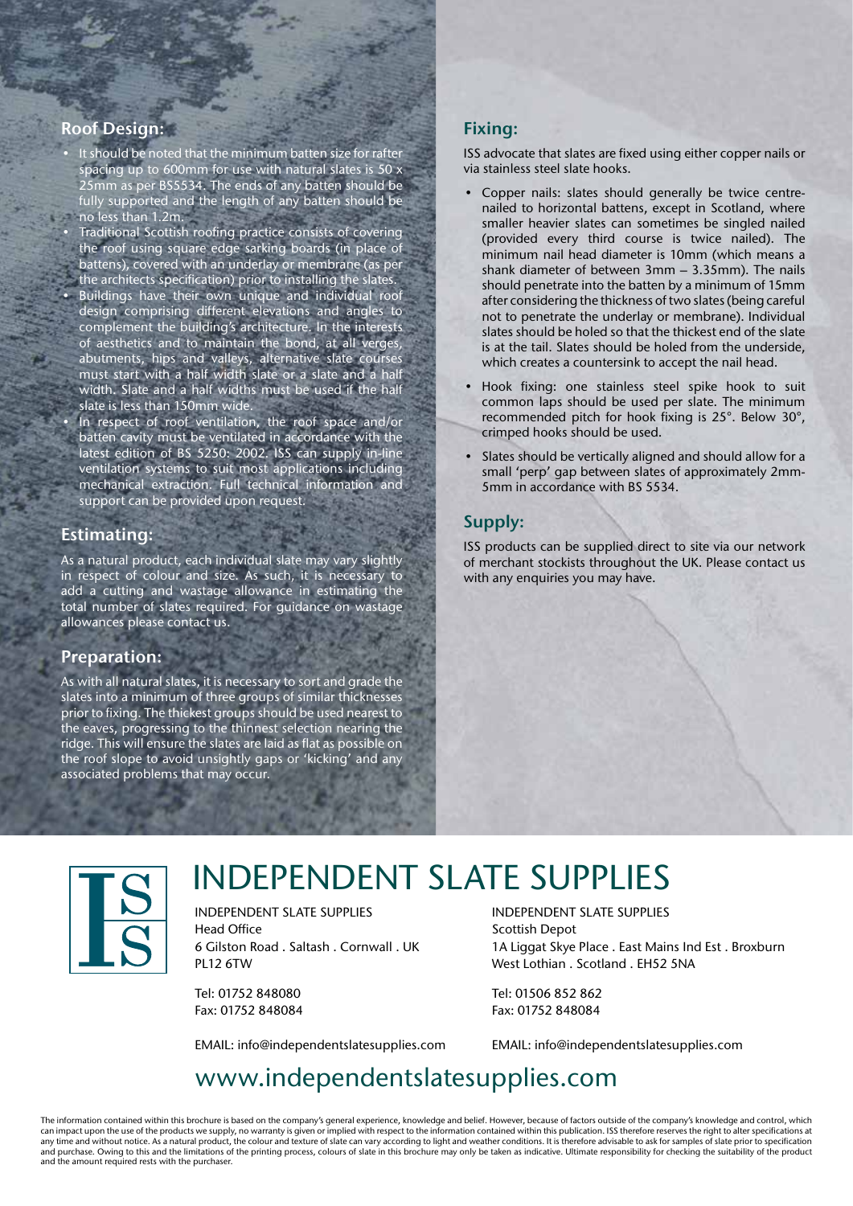## Roof Design:

- It should be noted that the minimum batten size for rafter spacing up to 600mm for use with natural slates is 50 x 25mm as per BS5534. The ends of any batten should be fully supported and the length of any batten should be no less than 1.2m.
- Traditional Scottish roofing practice consists of covering the roof using square edge sarking boards (in place of battens), covered with an underlay or membrane (as per the architects specification) prior to installing the slates.
- Buildings have their own unique and individual roof design comprising different elevations and angles to complement the building's architecture. In the interests of aesthetics and to maintain the bond, at all verges, abutments, hips and valleys, alternative slate courses must start with a half width slate or a slate and a half width. Slate and a half widths must be used if the half slate is less than 150mm wide.
- In respect of roof ventilation, the roof space and/or batten cavity must be ventilated in accordance with the latest edition of BS 5250: 2002. ISS can supply in-line ventilation systems to suit most applications including mechanical extraction. Full technical information and support can be provided upon request.

## Estimating:

As a natural product, each individual slate may vary slightly in respect of colour and size. As such, it is necessary to add a cutting and wastage allowance in estimating the total number of slates required. For guidance on wastage allowances please contact us.

## Preparation:

As with all natural slates, it is necessary to sort and grade the slates into a minimum of three groups of similar thicknesses prior to fixing. The thickest groups should be used nearest to the eaves, progressing to the thinnest selection nearing the ridge. This will ensure the slates are laid as flat as possible on the roof slope to avoid unsightly gaps or 'kicking' and any associated problems that may occur.

## Fixing:

ISS advocate that slates are fixed using either copper nails or via stainless steel slate hooks.

- Copper nails: slates should generally be twice centre-nailed to horizontal battens, except in Scotland, where smaller heavier slates can sometimes be singled nailed (provided every third course is twice nailed). The minimum nail head diameter is 10mm (which means a shank diameter of between 3mm – 3.35mm). The nails should penetrate into the batten by a minimum of 15mm after considering the thickness of two slates (being careful not to penetrate the underlay or membrane). Individual slates should be holed so that the thickest end of the slate is at the tail. Slates should be holed from the underside, which creates a countersink to accept the nail head.
- Hook fixing: one stainless steel spike hook to suit common laps should be used per slate. The minimum recommended pitch for hook fixing is 25°. Below 30°, crimped hooks should be used.
- Slates should be vertically aligned and should allow for a small 'perp' gap between slates of approximately 2mm-5mm in accordance with BS 5534.

## Supply:

ISS products can be supplied direct to site via our network of merchant stockists throughout the UK. Please contact us with any enquiries you may have.

# INDEPENDENT SLATE SUPPLIES

INDEPENDENT SLATE SUPPLIES
Head Office
6 Gilston Road . Saltash . Cornwall . UK
PL12 6TW

Tel: 01752 848080
Fax: 01752 848084

EMAIL: info@independentslatesupplies.com

INDEPENDENT SLATE SUPPLIES
Scottish Depot
1A Liggat Skye Place . East Mains Ind Est . Broxburn
West Lothian . Scotland . EH52 5NA

Tel: 01506 852 862
Fax: 01752 848084

EMAIL: info@independentslatesupplies.com

## www.independentslatesupplies.com

The information contained within this brochure is based on the company's general experience, knowledge and belief. However, because of factors outside of the company's knowledge and control, which can impact upon the use of the products we supply, no warranty is given or implied with respect to the information contained within this publication. ISS therefore reserves the right to alter specifications at any time and without notice. As a natural product, the colour and texture of slate can vary according to light and weather conditions. It is therefore advisable to ask for samples of slate prior to specification and purchase. Owing to this and the limitations of the printing process, colours of slate in this brochure may only be taken as indicative. Ultimate responsibility for checking the suitability of the product and the amount required rests with the purchaser.